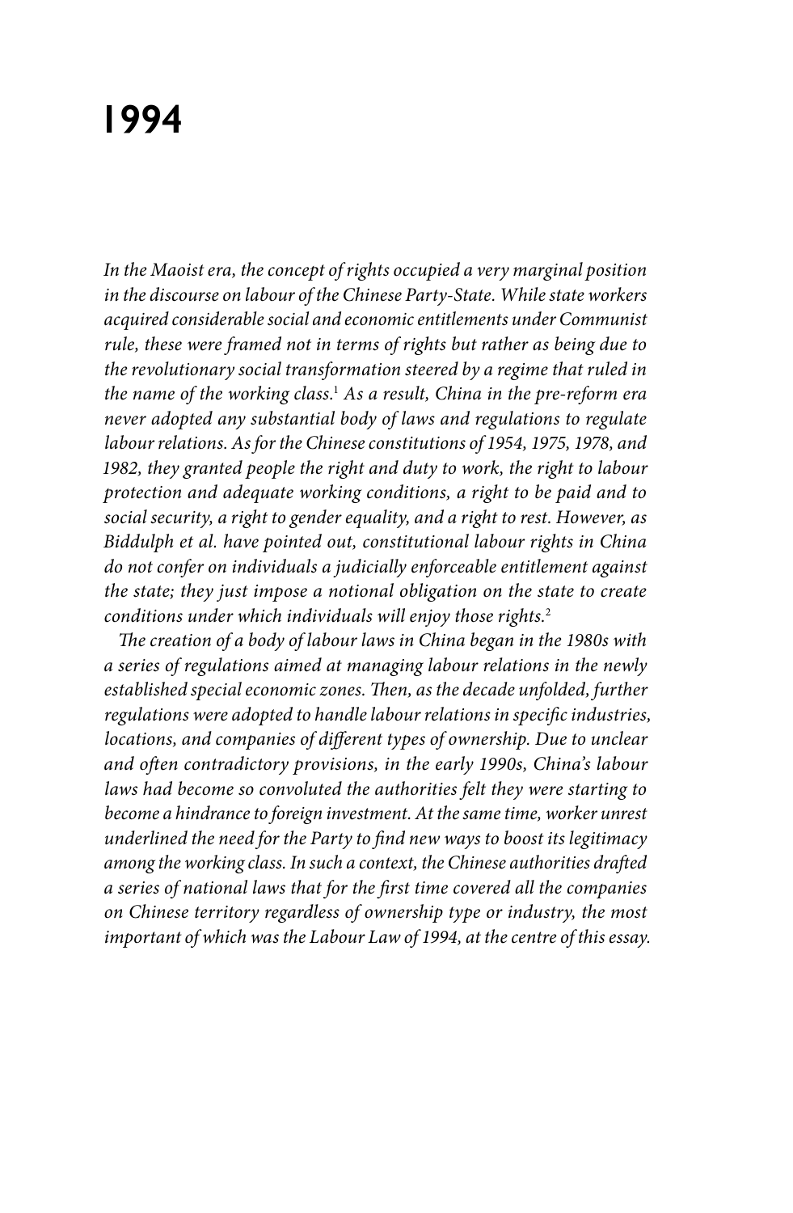# 1994

*In the Maoist era, the concept of rights occupied a very marginal position in the discourse on labour of the Chinese Party-State. While state workers acquired considerable social and economic entitlements under Communist rule, these were framed not in terms of rights but rather as being due to the revolutionary social transformation steered by a regime that ruled in the name of the working class.*[1] *As a result, China in the pre-reform era never adopted any substantial body of laws and regulations to regulate labour relations. As for the Chinese constitutions of 1954, 1975, 1978, and 1982, they granted people the right and duty to work, the right to labour protection and adequate working conditions, a right to be paid and to social security, a right to gender equality, and a right to rest. However, as Biddulph et al. have pointed out, constitutional labour rights in China do not confer on individuals a judicially enforceable entitlement against the state; they just impose a notional obligation on the state to create conditions under which individuals will enjoy those rights.*[2]

*The creation of a body of labour laws in China began in the 1980s with a series of regulations aimed at managing labour relations in the newly established special economic zones. Then, as the decade unfolded, further regulations were adopted to handle labour relations in specific industries, locations, and companies of different types of ownership. Due to unclear and often contradictory provisions, in the early 1990s, China's labour laws had become so convoluted the authorities felt they were starting to become a hindrance to foreign investment. At the same time, worker unrest underlined the need for the Party to find new ways to boost its legitimacy among the working class. In such a context, the Chinese authorities drafted a series of national laws that for the first time covered all the companies on Chinese territory regardless of ownership type or industry, the most important of which was the Labour Law of 1994, at the centre of this essay.*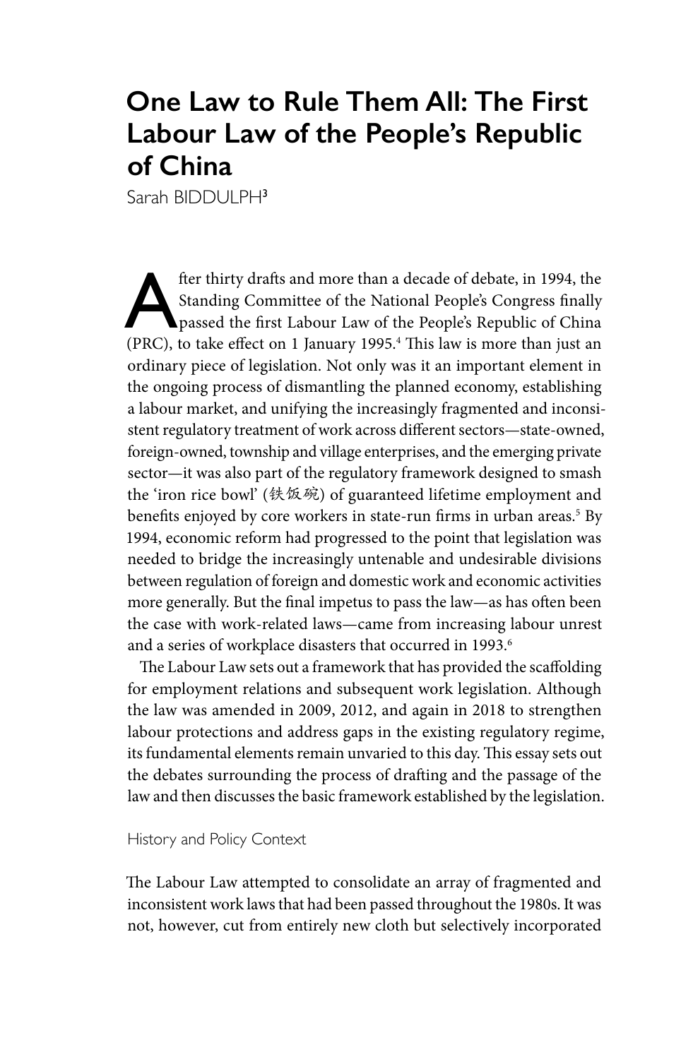# One Law to Rule Them All: The First Labour Law of the People's Republic of China

Sarah BIDDULPH[3]

After thirty drafts and more than a decade of debate, in 1994, the Standing Committee of the National People's Congress finally passed the first Labour Law of the People's Republic of China (PRC), to take effect on 1 January 1995.[4] This law is more than just an ordinary piece of legislation. Not only was it an important element in the ongoing process of dismantling the planned economy, establishing a labour market, and unifying the increasingly fragmented and inconsistent regulatory treatment of work across different sectors—state-owned, foreign-owned, township and village enterprises, and the emerging private sector—it was also part of the regulatory framework designed to smash the 'iron rice bowl' (铁饭碗) of guaranteed lifetime employment and benefits enjoyed by core workers in state-run firms in urban areas.[5] By 1994, economic reform had progressed to the point that legislation was needed to bridge the increasingly untenable and undesirable divisions between regulation of foreign and domestic work and economic activities more generally. But the final impetus to pass the law—as has often been the case with work-related laws—came from increasing labour unrest and a series of workplace disasters that occurred in 1993.[6]

The Labour Law sets out a framework that has provided the scaffolding for employment relations and subsequent work legislation. Although the law was amended in 2009, 2012, and again in 2018 to strengthen labour protections and address gaps in the existing regulatory regime, its fundamental elements remain unvaried to this day. This essay sets out the debates surrounding the process of drafting and the passage of the law and then discusses the basic framework established by the legislation.

## History and Policy Context

The Labour Law attempted to consolidate an array of fragmented and inconsistent work laws that had been passed throughout the 1980s. It was not, however, cut from entirely new cloth but selectively incorporated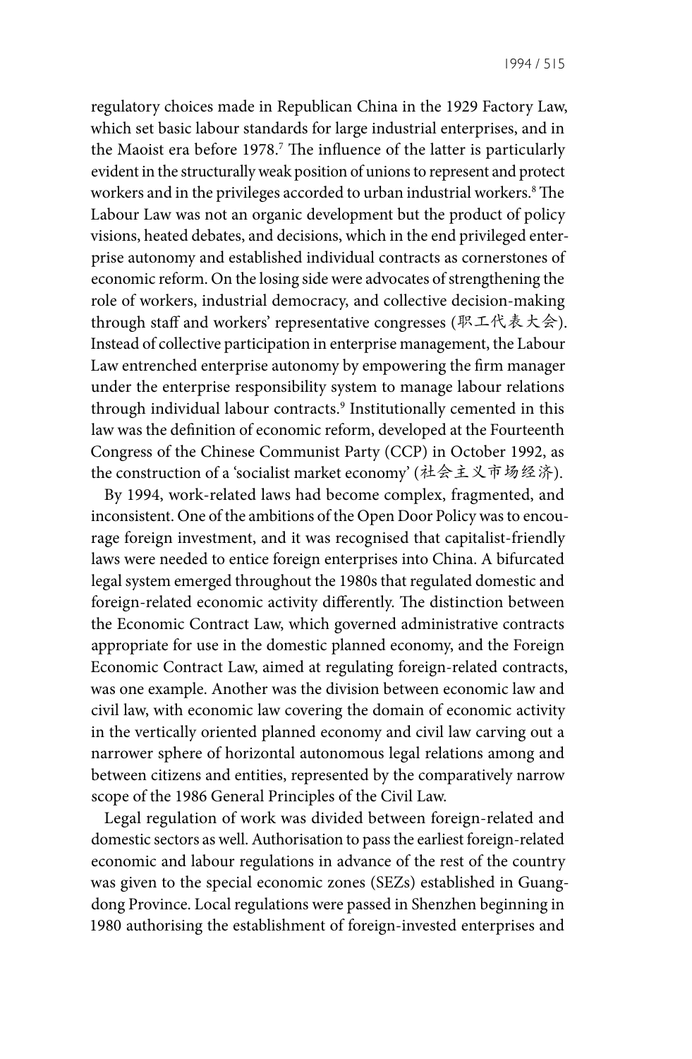regulatory choices made in Republican China in the 1929 Factory Law, which set basic labour standards for large industrial enterprises, and in the Maoist era before 1978.[7] The influence of the latter is particularly evident in the structurally weak position of unions to represent and protect workers and in the privileges accorded to urban industrial workers.[8] The Labour Law was not an organic development but the product of policy visions, heated debates, and decisions, which in the end privileged enterprise autonomy and established individual contracts as cornerstones of economic reform. On the losing side were advocates of strengthening the role of workers, industrial democracy, and collective decision-making through staff and workers' representative congresses (职工代表大会). Instead of collective participation in enterprise management, the Labour Law entrenched enterprise autonomy by empowering the firm manager under the enterprise responsibility system to manage labour relations through individual labour contracts.[9] Institutionally cemented in this law was the definition of economic reform, developed at the Fourteenth Congress of the Chinese Communist Party (CCP) in October 1992, as the construction of a 'socialist market economy' (社会主义市场经济).

By 1994, work-related laws had become complex, fragmented, and inconsistent. One of the ambitions of the Open Door Policy was to encourage foreign investment, and it was recognised that capitalist-friendly laws were needed to entice foreign enterprises into China. A bifurcated legal system emerged throughout the 1980s that regulated domestic and foreign-related economic activity differently. The distinction between the Economic Contract Law, which governed administrative contracts appropriate for use in the domestic planned economy, and the Foreign Economic Contract Law, aimed at regulating foreign-related contracts, was one example. Another was the division between economic law and civil law, with economic law covering the domain of economic activity in the vertically oriented planned economy and civil law carving out a narrower sphere of horizontal autonomous legal relations among and between citizens and entities, represented by the comparatively narrow scope of the 1986 General Principles of the Civil Law.

Legal regulation of work was divided between foreign-related and domestic sectors as well. Authorisation to pass the earliest foreign-related economic and labour regulations in advance of the rest of the country was given to the special economic zones (SEZs) established in Guangdong Province. Local regulations were passed in Shenzhen beginning in 1980 authorising the establishment of foreign-invested enterprises and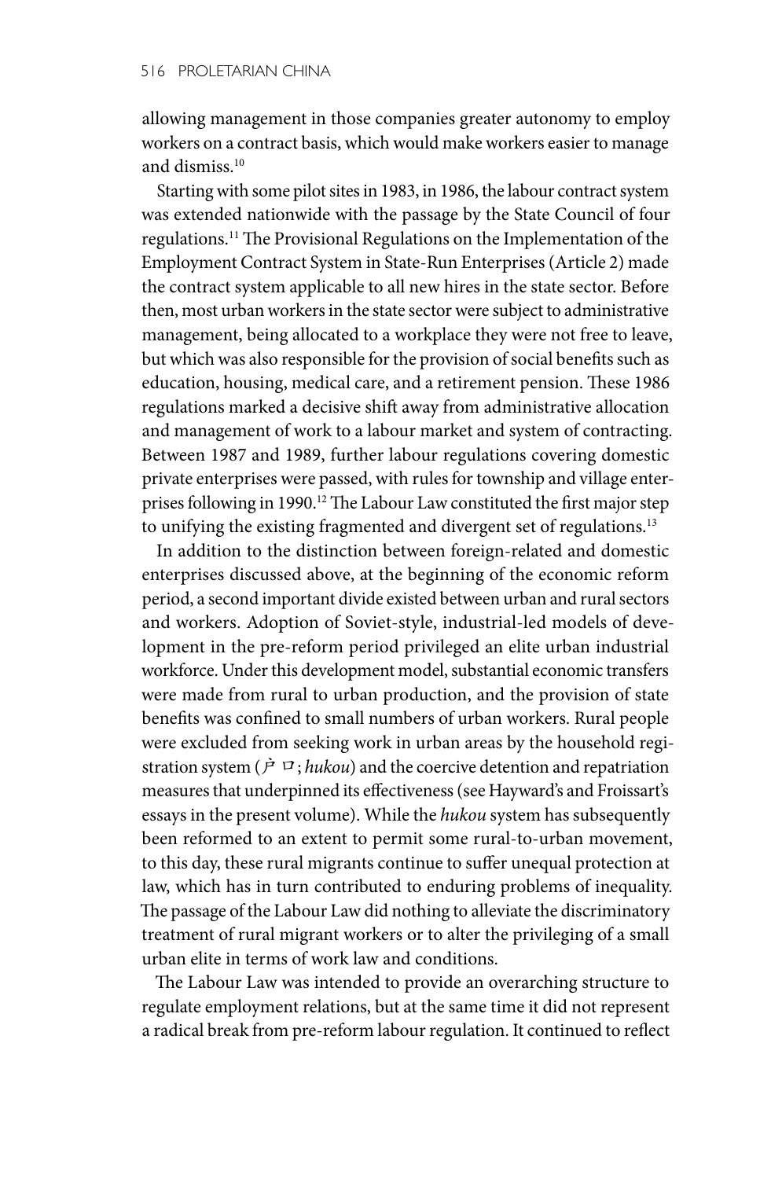allowing management in those companies greater autonomy to employ workers on a contract basis, which would make workers easier to manage and dismiss.[10]

Starting with some pilot sites in 1983, in 1986, the labour contract system was extended nationwide with the passage by the State Council of four regulations.[11] The Provisional Regulations on the Implementation of the Employment Contract System in State-Run Enterprises (Article 2) made the contract system applicable to all new hires in the state sector. Before then, most urban workers in the state sector were subject to administrative management, being allocated to a workplace they were not free to leave, but which was also responsible for the provision of social benefits such as education, housing, medical care, and a retirement pension. These 1986 regulations marked a decisive shift away from administrative allocation and management of work to a labour market and system of contracting. Between 1987 and 1989, further labour regulations covering domestic private enterprises were passed, with rules for township and village enterprises following in 1990.[12] The Labour Law constituted the first major step to unifying the existing fragmented and divergent set of regulations.[13]

In addition to the distinction between foreign-related and domestic enterprises discussed above, at the beginning of the economic reform period, a second important divide existed between urban and rural sectors and workers. Adoption of Soviet-style, industrial-led models of development in the pre-reform period privileged an elite urban industrial workforce. Under this development model, substantial economic transfers were made from rural to urban production, and the provision of state benefits was confined to small numbers of urban workers. Rural people were excluded from seeking work in urban areas by the household registration system (户口; *hukou*) and the coercive detention and repatriation measures that underpinned its effectiveness (see Hayward's and Froissart's essays in the present volume). While the *hukou* system has subsequently been reformed to an extent to permit some rural-to-urban movement, to this day, these rural migrants continue to suffer unequal protection at law, which has in turn contributed to enduring problems of inequality. The passage of the Labour Law did nothing to alleviate the discriminatory treatment of rural migrant workers or to alter the privileging of a small urban elite in terms of work law and conditions.

The Labour Law was intended to provide an overarching structure to regulate employment relations, but at the same time it did not represent a radical break from pre-reform labour regulation. It continued to reflect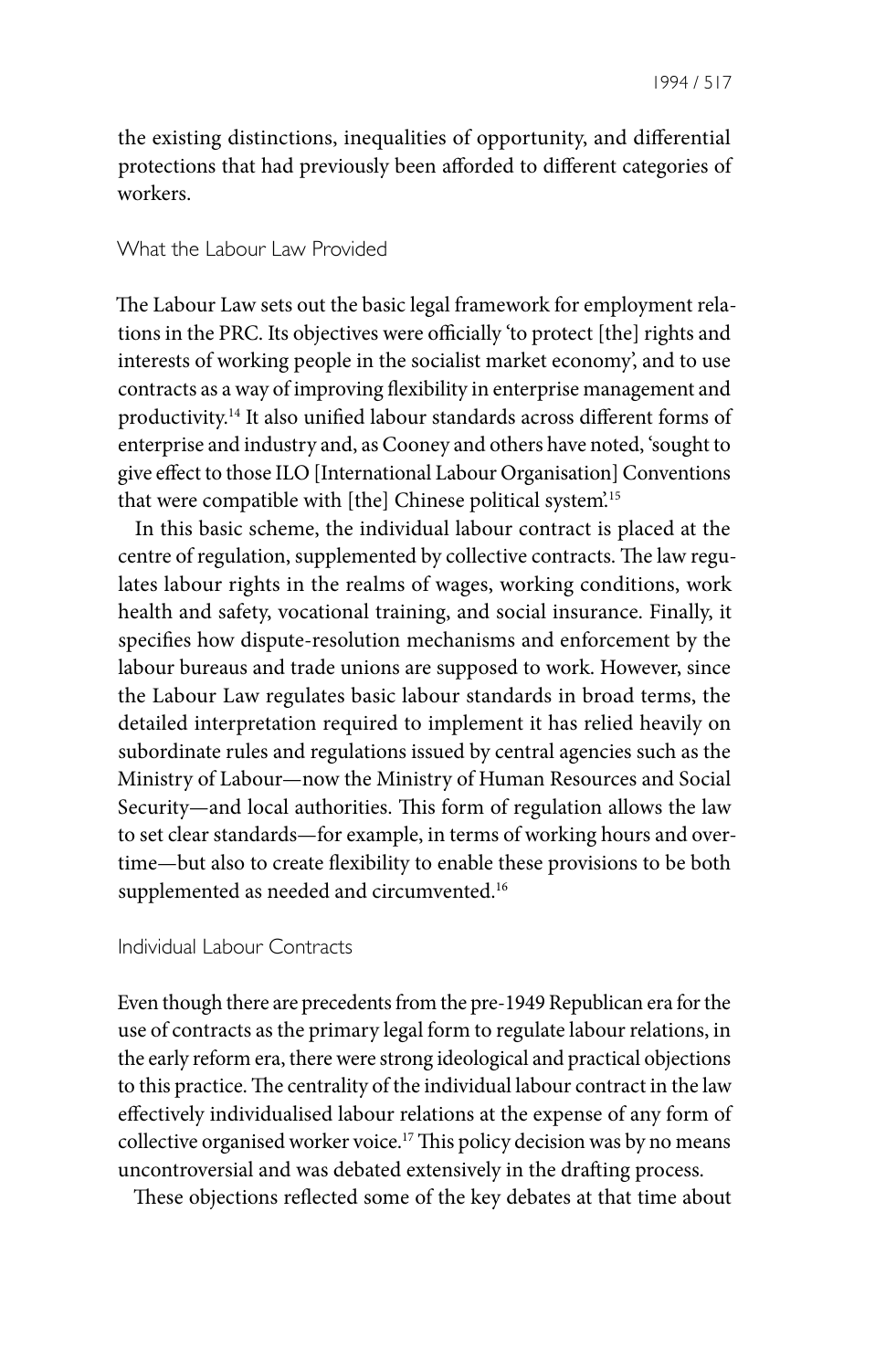the existing distinctions, inequalities of opportunity, and differential protections that had previously been afforded to different categories of workers.

## What the Labour Law Provided

The Labour Law sets out the basic legal framework for employment relations in the PRC. Its objectives were officially 'to protect [the] rights and interests of working people in the socialist market economy', and to use contracts as a way of improving flexibility in enterprise management and productivity.[14] It also unified labour standards across different forms of enterprise and industry and, as Cooney and others have noted, 'sought to give effect to those ILO [International Labour Organisation] Conventions that were compatible with [the] Chinese political system'.[15]

In this basic scheme, the individual labour contract is placed at the centre of regulation, supplemented by collective contracts. The law regulates labour rights in the realms of wages, working conditions, work health and safety, vocational training, and social insurance. Finally, it specifies how dispute-resolution mechanisms and enforcement by the labour bureaus and trade unions are supposed to work. However, since the Labour Law regulates basic labour standards in broad terms, the detailed interpretation required to implement it has relied heavily on subordinate rules and regulations issued by central agencies such as the Ministry of Labour—now the Ministry of Human Resources and Social Security—and local authorities. This form of regulation allows the law to set clear standards—for example, in terms of working hours and overtime—but also to create flexibility to enable these provisions to be both supplemented as needed and circumvented.[16]

## Individual Labour Contracts

Even though there are precedents from the pre-1949 Republican era for the use of contracts as the primary legal form to regulate labour relations, in the early reform era, there were strong ideological and practical objections to this practice. The centrality of the individual labour contract in the law effectively individualised labour relations at the expense of any form of collective organised worker voice.[17] This policy decision was by no means uncontroversial and was debated extensively in the drafting process.

These objections reflected some of the key debates at that time about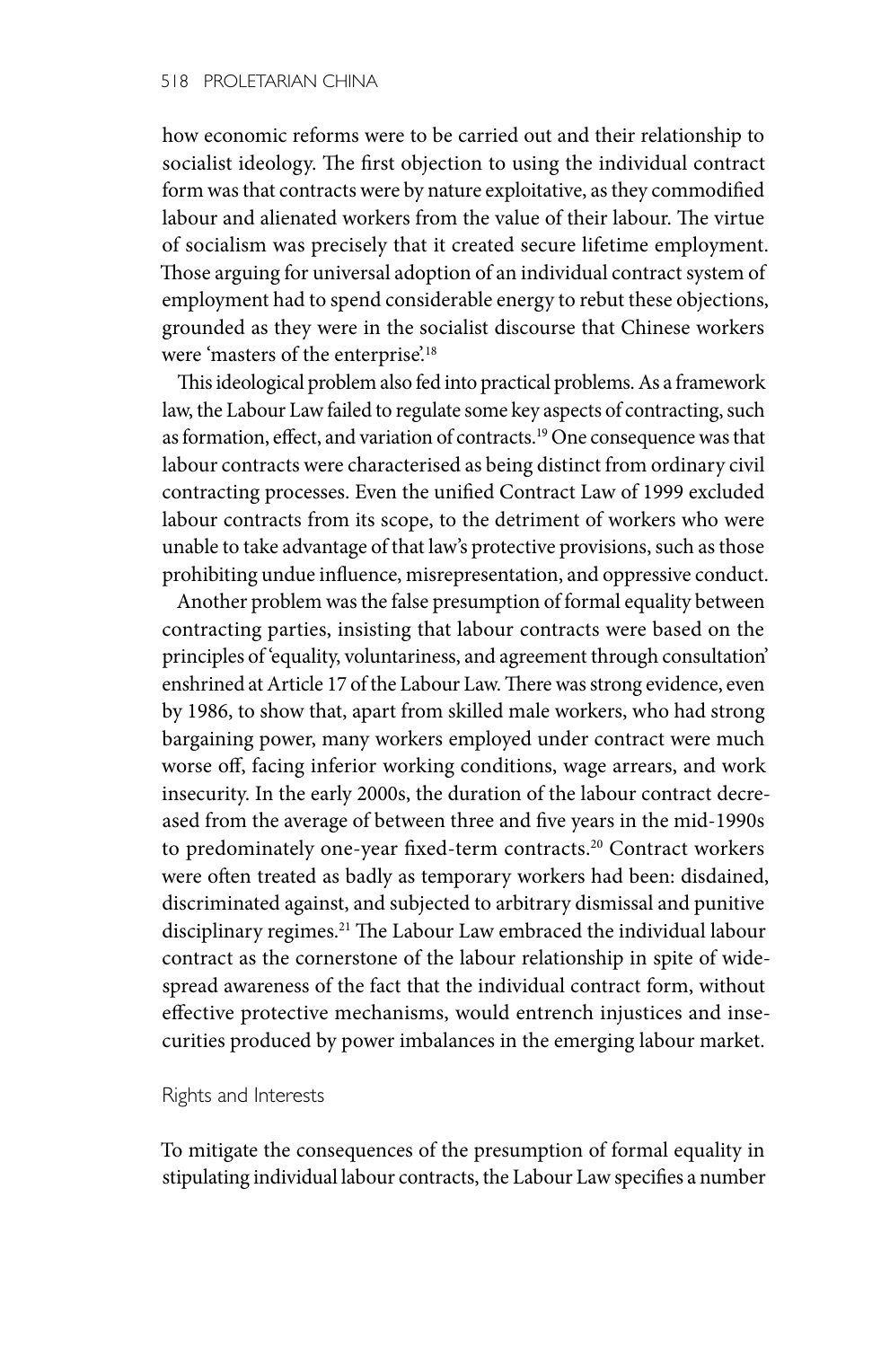how economic reforms were to be carried out and their relationship to socialist ideology. The first objection to using the individual contract form was that contracts were by nature exploitative, as they commodified labour and alienated workers from the value of their labour. The virtue of socialism was precisely that it created secure lifetime employment. Those arguing for universal adoption of an individual contract system of employment had to spend considerable energy to rebut these objections, grounded as they were in the socialist discourse that Chinese workers were 'masters of the enterprise'.[18]

This ideological problem also fed into practical problems. As a framework law, the Labour Law failed to regulate some key aspects of contracting, such as formation, effect, and variation of contracts.[19] One consequence was that labour contracts were characterised as being distinct from ordinary civil contracting processes. Even the unified Contract Law of 1999 excluded labour contracts from its scope, to the detriment of workers who were unable to take advantage of that law's protective provisions, such as those prohibiting undue influence, misrepresentation, and oppressive conduct.

Another problem was the false presumption of formal equality between contracting parties, insisting that labour contracts were based on the principles of 'equality, voluntariness, and agreement through consultation' enshrined at Article 17 of the Labour Law. There was strong evidence, even by 1986, to show that, apart from skilled male workers, who had strong bargaining power, many workers employed under contract were much worse off, facing inferior working conditions, wage arrears, and work insecurity. In the early 2000s, the duration of the labour contract decreased from the average of between three and five years in the mid-1990s to predominately one-year fixed-term contracts.[20] Contract workers were often treated as badly as temporary workers had been: disdained, discriminated against, and subjected to arbitrary dismissal and punitive disciplinary regimes.[21] The Labour Law embraced the individual labour contract as the cornerstone of the labour relationship in spite of widespread awareness of the fact that the individual contract form, without effective protective mechanisms, would entrench injustices and insecurities produced by power imbalances in the emerging labour market.

## Rights and Interests

To mitigate the consequences of the presumption of formal equality in stipulating individual labour contracts, the Labour Law specifies a number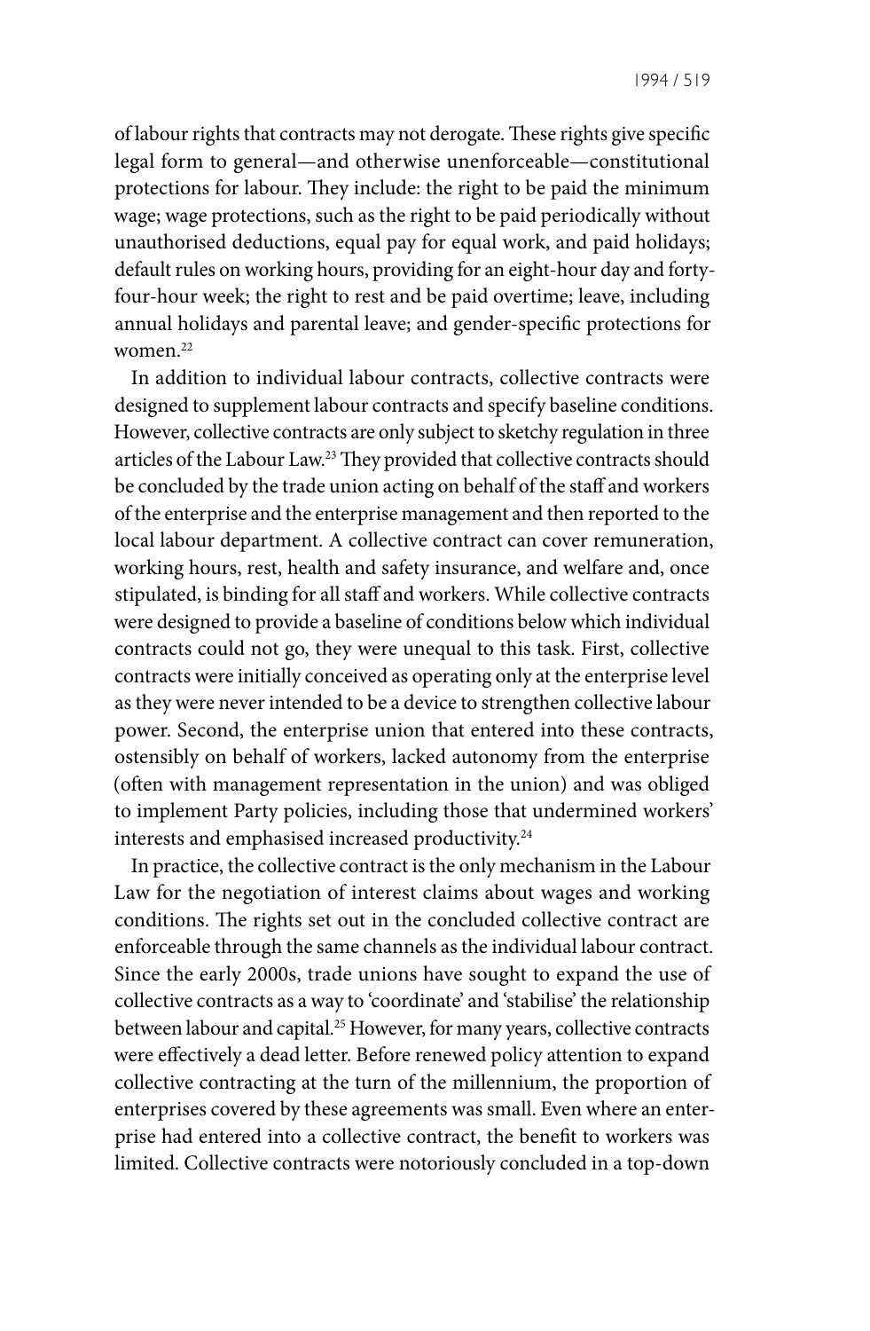of labour rights that contracts may not derogate. These rights give specific legal form to general—and otherwise unenforceable—constitutional protections for labour. They include: the right to be paid the minimum wage; wage protections, such as the right to be paid periodically without unauthorised deductions, equal pay for equal work, and paid holidays; default rules on working hours, providing for an eight-hour day and forty-four-hour week; the right to rest and be paid overtime; leave, including annual holidays and parental leave; and gender-specific protections for women.[22]

In addition to individual labour contracts, collective contracts were designed to supplement labour contracts and specify baseline conditions. However, collective contracts are only subject to sketchy regulation in three articles of the Labour Law.[23] They provided that collective contracts should be concluded by the trade union acting on behalf of the staff and workers of the enterprise and the enterprise management and then reported to the local labour department. A collective contract can cover remuneration, working hours, rest, health and safety insurance, and welfare and, once stipulated, is binding for all staff and workers. While collective contracts were designed to provide a baseline of conditions below which individual contracts could not go, they were unequal to this task. First, collective contracts were initially conceived as operating only at the enterprise level as they were never intended to be a device to strengthen collective labour power. Second, the enterprise union that entered into these contracts, ostensibly on behalf of workers, lacked autonomy from the enterprise (often with management representation in the union) and was obliged to implement Party policies, including those that undermined workers' interests and emphasised increased productivity.[24]

In practice, the collective contract is the only mechanism in the Labour Law for the negotiation of interest claims about wages and working conditions. The rights set out in the concluded collective contract are enforceable through the same channels as the individual labour contract. Since the early 2000s, trade unions have sought to expand the use of collective contracts as a way to 'coordinate' and 'stabilise' the relationship between labour and capital.[25] However, for many years, collective contracts were effectively a dead letter. Before renewed policy attention to expand collective contracting at the turn of the millennium, the proportion of enterprises covered by these agreements was small. Even where an enterprise had entered into a collective contract, the benefit to workers was limited. Collective contracts were notoriously concluded in a top-down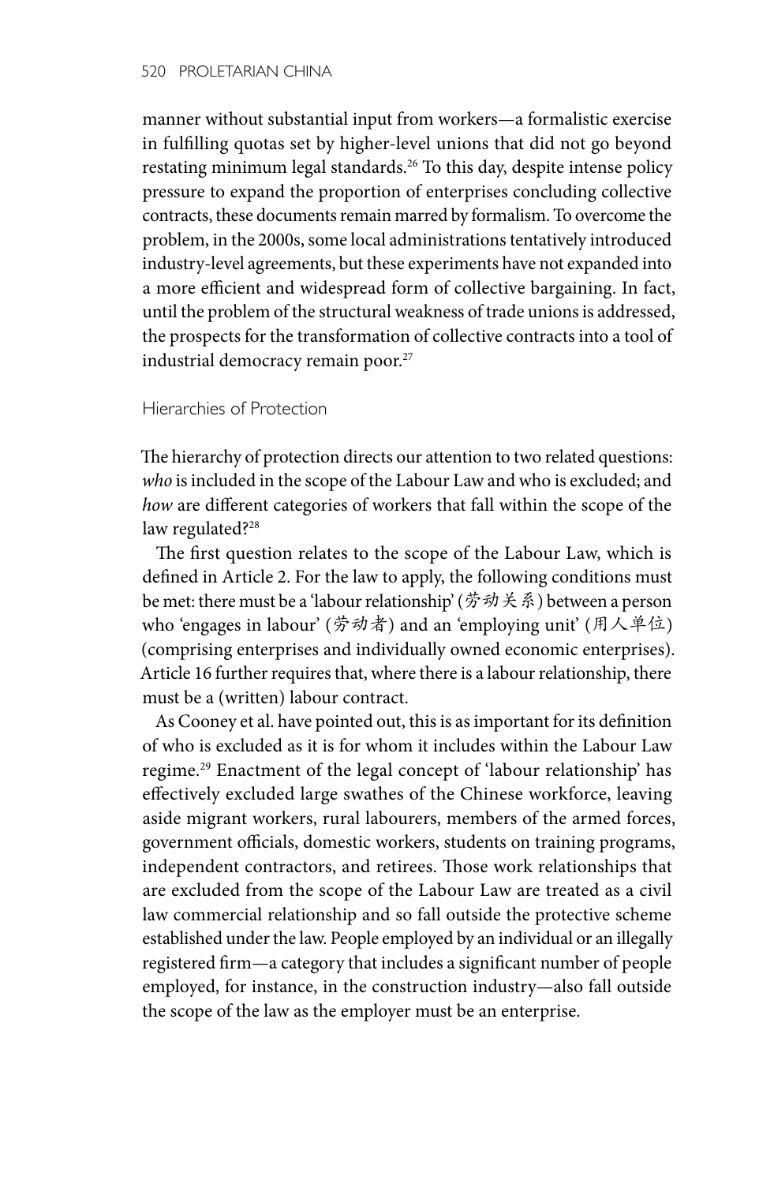manner without substantial input from workers—a formalistic exercise in fulfilling quotas set by higher-level unions that did not go beyond restating minimum legal standards.[26] To this day, despite intense policy pressure to expand the proportion of enterprises concluding collective contracts, these documents remain marred by formalism. To overcome the problem, in the 2000s, some local administrations tentatively introduced industry-level agreements, but these experiments have not expanded into a more efficient and widespread form of collective bargaining. In fact, until the problem of the structural weakness of trade unions is addressed, the prospects for the transformation of collective contracts into a tool of industrial democracy remain poor.[27]

## Hierarchies of Protection

The hierarchy of protection directs our attention to two related questions: *who* is included in the scope of the Labour Law and who is excluded; and *how* are different categories of workers that fall within the scope of the law regulated?[28]

The first question relates to the scope of the Labour Law, which is defined in Article 2. For the law to apply, the following conditions must be met: there must be a 'labour relationship' (劳动关系) between a person who 'engages in labour' (劳动者) and an 'employing unit' (用人单位) (comprising enterprises and individually owned economic enterprises). Article 16 further requires that, where there is a labour relationship, there must be a (written) labour contract.

As Cooney et al. have pointed out, this is as important for its definition of who is excluded as it is for whom it includes within the Labour Law regime.[29] Enactment of the legal concept of 'labour relationship' has effectively excluded large swathes of the Chinese workforce, leaving aside migrant workers, rural labourers, members of the armed forces, government officials, domestic workers, students on training programs, independent contractors, and retirees. Those work relationships that are excluded from the scope of the Labour Law are treated as a civil law commercial relationship and so fall outside the protective scheme established under the law. People employed by an individual or an illegally registered firm—a category that includes a significant number of people employed, for instance, in the construction industry—also fall outside the scope of the law as the employer must be an enterprise.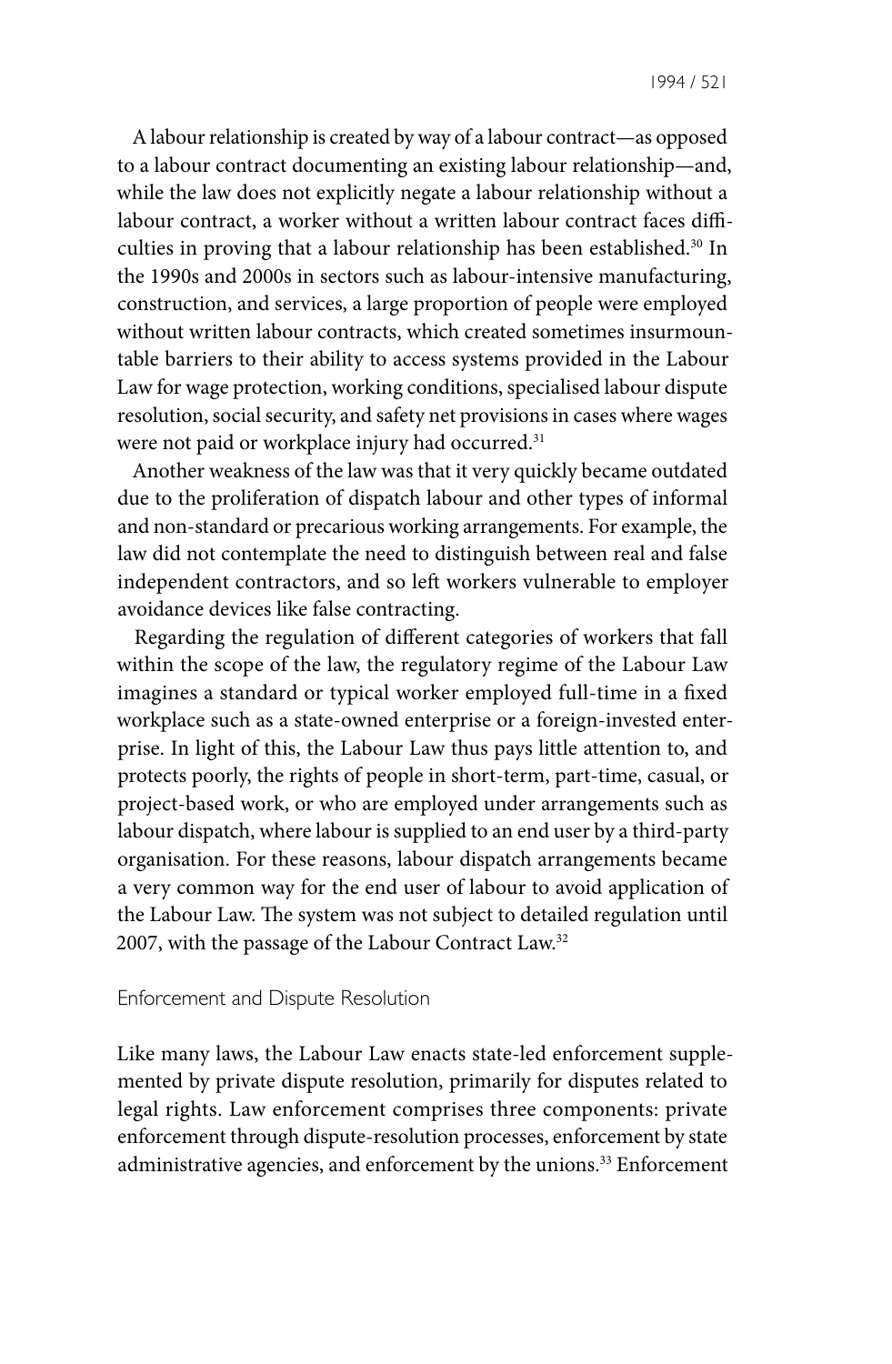A labour relationship is created by way of a labour contract—as opposed to a labour contract documenting an existing labour relationship—and, while the law does not explicitly negate a labour relationship without a labour contract, a worker without a written labour contract faces difficulties in proving that a labour relationship has been established.[30] In the 1990s and 2000s in sectors such as labour-intensive manufacturing, construction, and services, a large proportion of people were employed without written labour contracts, which created sometimes insurmountable barriers to their ability to access systems provided in the Labour Law for wage protection, working conditions, specialised labour dispute resolution, social security, and safety net provisions in cases where wages were not paid or workplace injury had occurred.[31]

Another weakness of the law was that it very quickly became outdated due to the proliferation of dispatch labour and other types of informal and non-standard or precarious working arrangements. For example, the law did not contemplate the need to distinguish between real and false independent contractors, and so left workers vulnerable to employer avoidance devices like false contracting.

Regarding the regulation of different categories of workers that fall within the scope of the law, the regulatory regime of the Labour Law imagines a standard or typical worker employed full-time in a fixed workplace such as a state-owned enterprise or a foreign-invested enterprise. In light of this, the Labour Law thus pays little attention to, and protects poorly, the rights of people in short-term, part-time, casual, or project-based work, or who are employed under arrangements such as labour dispatch, where labour is supplied to an end user by a third-party organisation. For these reasons, labour dispatch arrangements became a very common way for the end user of labour to avoid application of the Labour Law. The system was not subject to detailed regulation until 2007, with the passage of the Labour Contract Law.[32]

## Enforcement and Dispute Resolution

Like many laws, the Labour Law enacts state-led enforcement supplemented by private dispute resolution, primarily for disputes related to legal rights. Law enforcement comprises three components: private enforcement through dispute-resolution processes, enforcement by state administrative agencies, and enforcement by the unions.[33] Enforcement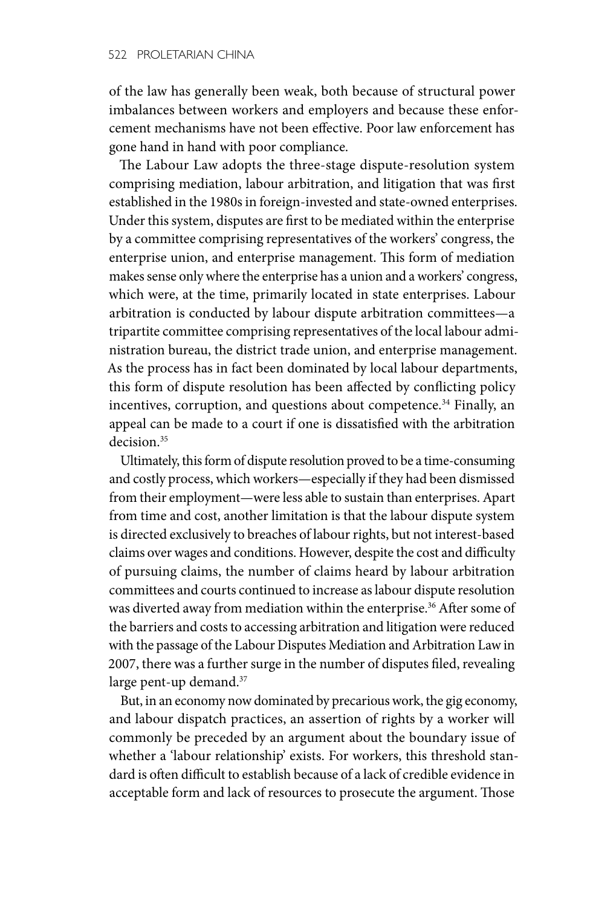of the law has generally been weak, both because of structural power imbalances between workers and employers and because these enforcement mechanisms have not been effective. Poor law enforcement has gone hand in hand with poor compliance.

The Labour Law adopts the three-stage dispute-resolution system comprising mediation, labour arbitration, and litigation that was first established in the 1980s in foreign-invested and state-owned enterprises. Under this system, disputes are first to be mediated within the enterprise by a committee comprising representatives of the workers' congress, the enterprise union, and enterprise management. This form of mediation makes sense only where the enterprise has a union and a workers' congress, which were, at the time, primarily located in state enterprises. Labour arbitration is conducted by labour dispute arbitration committees—a tripartite committee comprising representatives of the local labour administration bureau, the district trade union, and enterprise management. As the process has in fact been dominated by local labour departments, this form of dispute resolution has been affected by conflicting policy incentives, corruption, and questions about competence.[34] Finally, an appeal can be made to a court if one is dissatisfied with the arbitration decision.[35]

Ultimately, this form of dispute resolution proved to be a time-consuming and costly process, which workers—especially if they had been dismissed from their employment—were less able to sustain than enterprises. Apart from time and cost, another limitation is that the labour dispute system is directed exclusively to breaches of labour rights, but not interest-based claims over wages and conditions. However, despite the cost and difficulty of pursuing claims, the number of claims heard by labour arbitration committees and courts continued to increase as labour dispute resolution was diverted away from mediation within the enterprise.[36] After some of the barriers and costs to accessing arbitration and litigation were reduced with the passage of the Labour Disputes Mediation and Arbitration Law in 2007, there was a further surge in the number of disputes filed, revealing large pent-up demand.[37]

But, in an economy now dominated by precarious work, the gig economy, and labour dispatch practices, an assertion of rights by a worker will commonly be preceded by an argument about the boundary issue of whether a 'labour relationship' exists. For workers, this threshold standard is often difficult to establish because of a lack of credible evidence in acceptable form and lack of resources to prosecute the argument. Those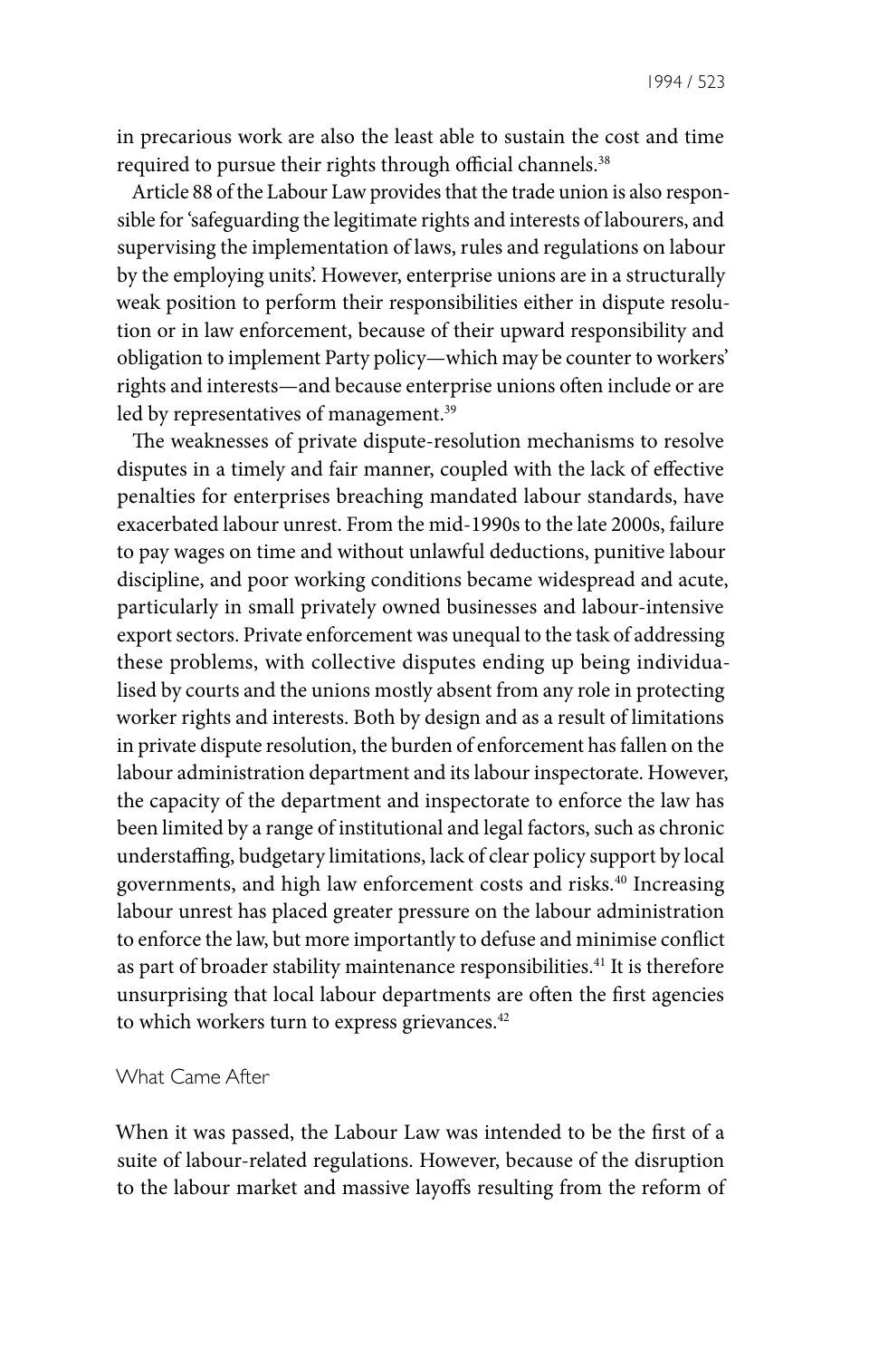in precarious work are also the least able to sustain the cost and time required to pursue their rights through official channels.[38]

Article 88 of the Labour Law provides that the trade union is also responsible for 'safeguarding the legitimate rights and interests of labourers, and supervising the implementation of laws, rules and regulations on labour by the employing units'. However, enterprise unions are in a structurally weak position to perform their responsibilities either in dispute resolution or in law enforcement, because of their upward responsibility and obligation to implement Party policy—which may be counter to workers' rights and interests—and because enterprise unions often include or are led by representatives of management.[39]

The weaknesses of private dispute-resolution mechanisms to resolve disputes in a timely and fair manner, coupled with the lack of effective penalties for enterprises breaching mandated labour standards, have exacerbated labour unrest. From the mid-1990s to the late 2000s, failure to pay wages on time and without unlawful deductions, punitive labour discipline, and poor working conditions became widespread and acute, particularly in small privately owned businesses and labour-intensive export sectors. Private enforcement was unequal to the task of addressing these problems, with collective disputes ending up being individualised by courts and the unions mostly absent from any role in protecting worker rights and interests. Both by design and as a result of limitations in private dispute resolution, the burden of enforcement has fallen on the labour administration department and its labour inspectorate. However, the capacity of the department and inspectorate to enforce the law has been limited by a range of institutional and legal factors, such as chronic understaffing, budgetary limitations, lack of clear policy support by local governments, and high law enforcement costs and risks.[40] Increasing labour unrest has placed greater pressure on the labour administration to enforce the law, but more importantly to defuse and minimise conflict as part of broader stability maintenance responsibilities.[41] It is therefore unsurprising that local labour departments are often the first agencies to which workers turn to express grievances.[42]

## What Came After

When it was passed, the Labour Law was intended to be the first of a suite of labour-related regulations. However, because of the disruption to the labour market and massive layoffs resulting from the reform of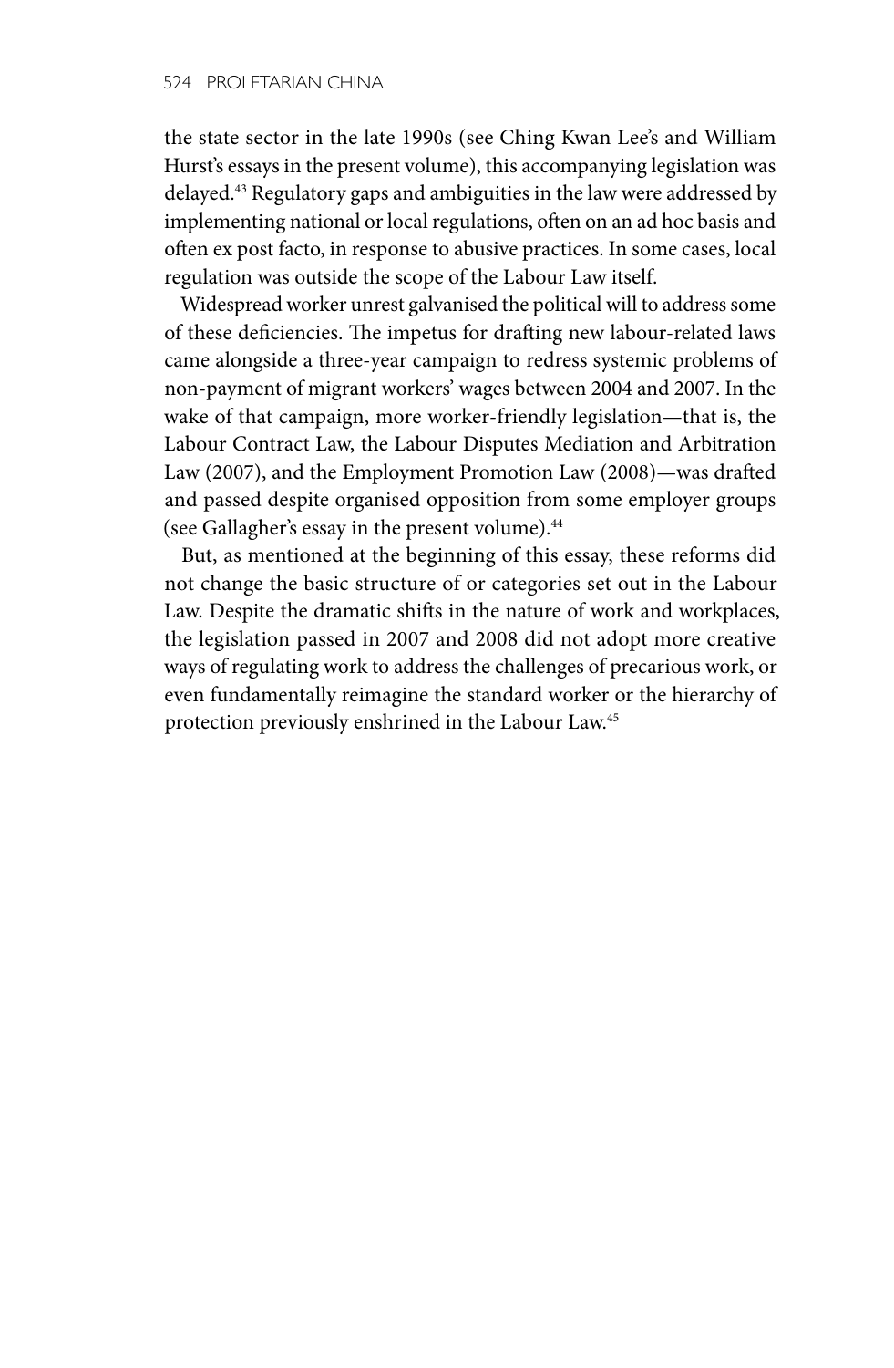the state sector in the late 1990s (see Ching Kwan Lee's and William Hurst's essays in the present volume), this accompanying legislation was delayed.[43] Regulatory gaps and ambiguities in the law were addressed by implementing national or local regulations, often on an ad hoc basis and often ex post facto, in response to abusive practices. In some cases, local regulation was outside the scope of the Labour Law itself.

Widespread worker unrest galvanised the political will to address some of these deficiencies. The impetus for drafting new labour-related laws came alongside a three-year campaign to redress systemic problems of non-payment of migrant workers' wages between 2004 and 2007. In the wake of that campaign, more worker-friendly legislation—that is, the Labour Contract Law, the Labour Disputes Mediation and Arbitration Law (2007), and the Employment Promotion Law (2008)—was drafted and passed despite organised opposition from some employer groups (see Gallagher's essay in the present volume).[44]

But, as mentioned at the beginning of this essay, these reforms did not change the basic structure of or categories set out in the Labour Law. Despite the dramatic shifts in the nature of work and workplaces, the legislation passed in 2007 and 2008 did not adopt more creative ways of regulating work to address the challenges of precarious work, or even fundamentally reimagine the standard worker or the hierarchy of protection previously enshrined in the Labour Law.[45]